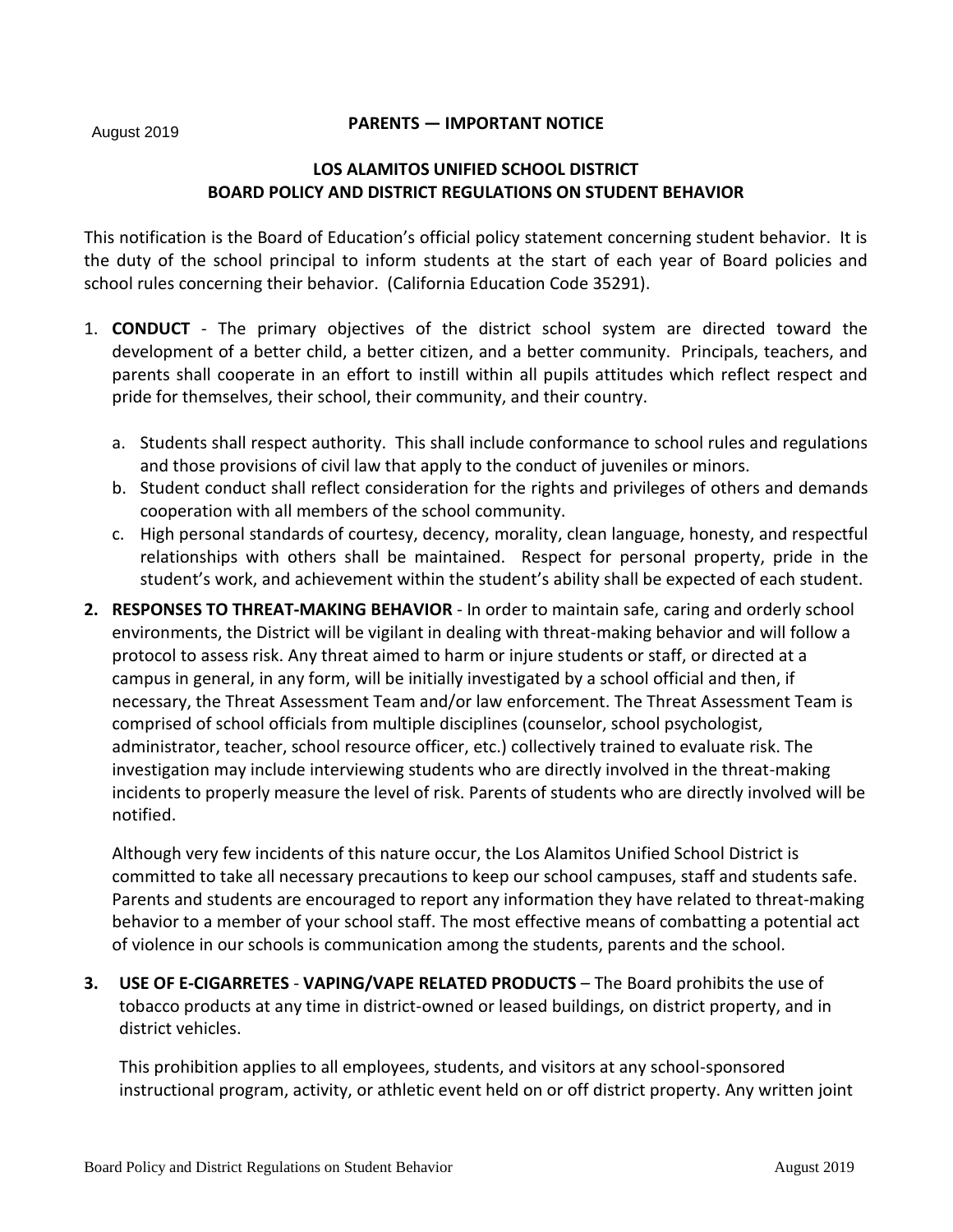August 2019

**PARENTS — IMPORTANT NOTICE**

# LOS ALAMITOS UNIFIED SCHOOL DISTRICT
# BOARD POLICY AND DISTRICT REGULATIONS ON STUDENT BEHAVIOR

This notification is the Board of Education's official policy statement concerning student behavior. It is the duty of the school principal to inform students at the start of each year of Board policies and school rules concerning their behavior. (California Education Code 35291).

1. **CONDUCT** - The primary objectives of the district school system are directed toward the development of a better child, a better citizen, and a better community. Principals, teachers, and parents shall cooperate in an effort to instill within all pupils attitudes which reflect respect and pride for themselves, their school, their community, and their country.

   a. Students shall respect authority. This shall include conformance to school rules and regulations and those provisions of civil law that apply to the conduct of juveniles or minors.
   
   b. Student conduct shall reflect consideration for the rights and privileges of others and demands cooperation with all members of the school community.
   
   c. High personal standards of courtesy, decency, morality, clean language, honesty, and respectful relationships with others shall be maintained. Respect for personal property, pride in the student's work, and achievement within the student's ability shall be expected of each student.

2. **RESPONSES TO THREAT-MAKING BEHAVIOR** - In order to maintain safe, caring and orderly school environments, the District will be vigilant in dealing with threat-making behavior and will follow a protocol to assess risk. Any threat aimed to harm or injure students or staff, or directed at a campus in general, in any form, will be initially investigated by a school official and then, if necessary, the Threat Assessment Team and/or law enforcement. The Threat Assessment Team is comprised of school officials from multiple disciplines (counselor, school psychologist, administrator, teacher, school resource officer, etc.) collectively trained to evaluate risk. The investigation may include interviewing students who are directly involved in the threat-making incidents to properly measure the level of risk. Parents of students who are directly involved will be notified.

   Although very few incidents of this nature occur, the Los Alamitos Unified School District is committed to take all necessary precautions to keep our school campuses, staff and students safe. Parents and students are encouraged to report any information they have related to threat-making behavior to a member of your school staff. The most effective means of combatting a potential act of violence in our schools is communication among the students, parents and the school.

3. **USE OF E-CIGARRETES** - **VAPING/VAPE RELATED PRODUCTS** – The Board prohibits the use of tobacco products at any time in district-owned or leased buildings, on district property, and in district vehicles.

   This prohibition applies to all employees, students, and visitors at any school-sponsored instructional program, activity, or athletic event held on or off district property. Any written joint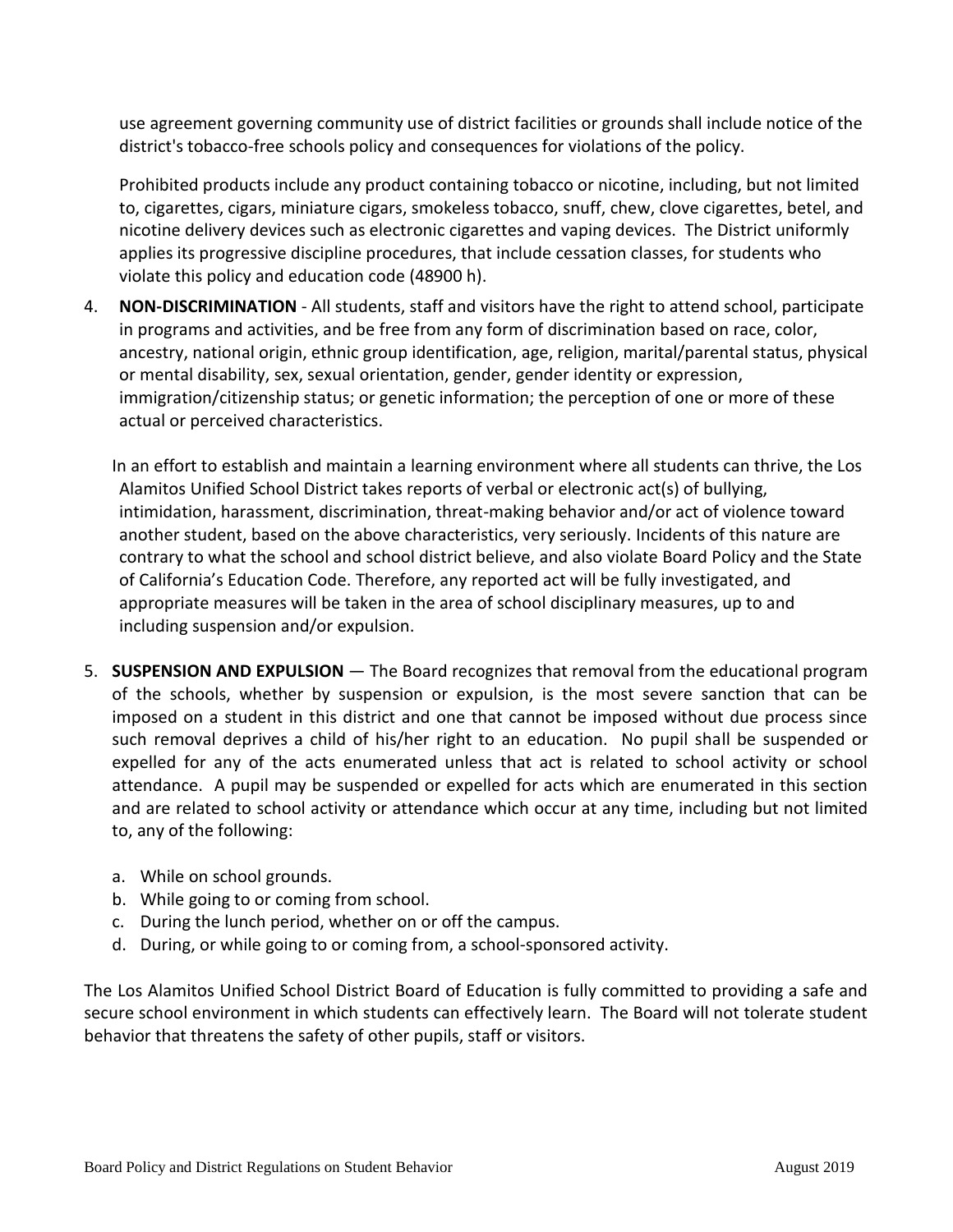use agreement governing community use of district facilities or grounds shall include notice of the district's tobacco-free schools policy and consequences for violations of the policy.

Prohibited products include any product containing tobacco or nicotine, including, but not limited to, cigarettes, cigars, miniature cigars, smokeless tobacco, snuff, chew, clove cigarettes, betel, and nicotine delivery devices such as electronic cigarettes and vaping devices. The District uniformly applies its progressive discipline procedures, that include cessation classes, for students who violate this policy and education code (48900 h).

4. **NON-DISCRIMINATION** - All students, staff and visitors have the right to attend school, participate in programs and activities, and be free from any form of discrimination based on race, color, ancestry, national origin, ethnic group identification, age, religion, marital/parental status, physical or mental disability, sex, sexual orientation, gender, gender identity or expression, immigration/citizenship status; or genetic information; the perception of one or more of these actual or perceived characteristics.

   In an effort to establish and maintain a learning environment where all students can thrive, the Los Alamitos Unified School District takes reports of verbal or electronic act(s) of bullying, intimidation, harassment, discrimination, threat-making behavior and/or act of violence toward another student, based on the above characteristics, very seriously. Incidents of this nature are contrary to what the school and school district believe, and also violate Board Policy and the State of California's Education Code. Therefore, any reported act will be fully investigated, and appropriate measures will be taken in the area of school disciplinary measures, up to and including suspension and/or expulsion.

5. **SUSPENSION AND EXPULSION** — The Board recognizes that removal from the educational program of the schools, whether by suspension or expulsion, is the most severe sanction that can be imposed on a student in this district and one that cannot be imposed without due process since such removal deprives a child of his/her right to an education. No pupil shall be suspended or expelled for any of the acts enumerated unless that act is related to school activity or school attendance. A pupil may be suspended or expelled for acts which are enumerated in this section and are related to school activity or attendance which occur at any time, including but not limited to, any of the following:

   a. While on school grounds.
   b. While going to or coming from school.
   c. During the lunch period, whether on or off the campus.
   d. During, or while going to or coming from, a school-sponsored activity.

The Los Alamitos Unified School District Board of Education is fully committed to providing a safe and secure school environment in which students can effectively learn. The Board will not tolerate student behavior that threatens the safety of other pupils, staff or visitors.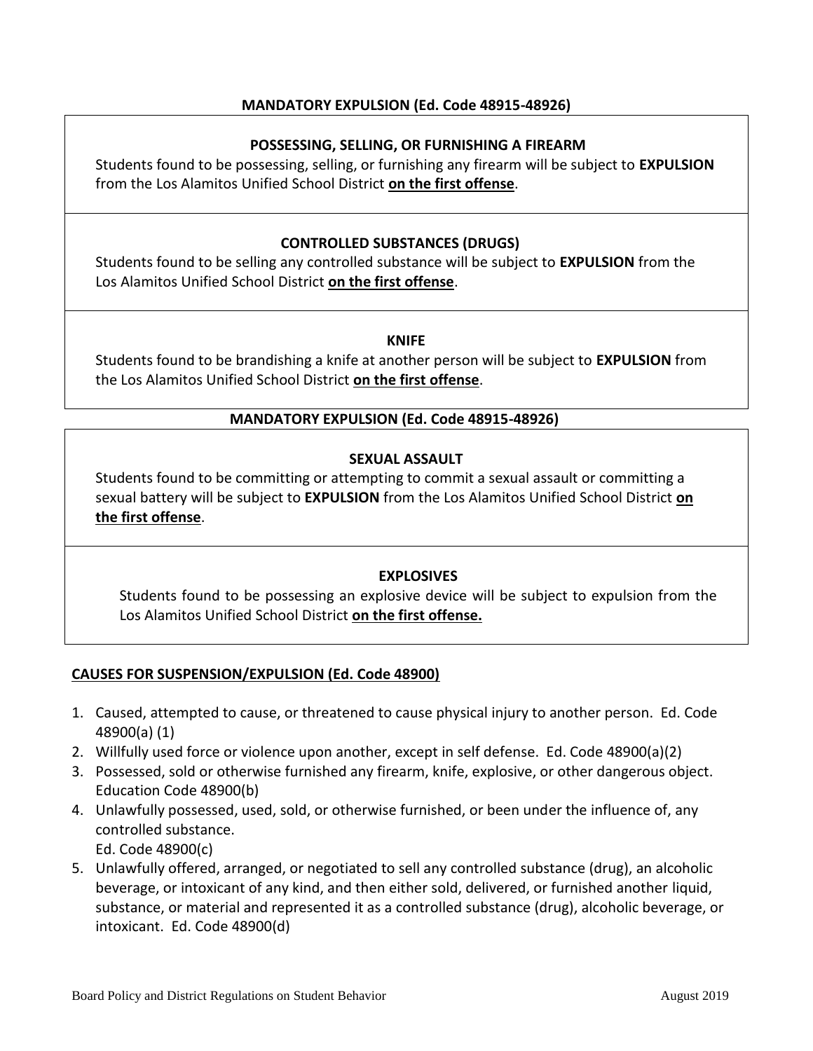**MANDATORY EXPULSION (Ed. Code 48915-48926)**

**POSSESSING, SELLING, OR FURNISHING A FIREARM**

Students found to be possessing, selling, or furnishing any firearm will be subject to **EXPULSION** from the Los Alamitos Unified School District **on the first offense**.

**CONTROLLED SUBSTANCES (DRUGS)**

Students found to be selling any controlled substance will be subject to **EXPULSION** from the Los Alamitos Unified School District **on the first offense**.

**KNIFE**

Students found to be brandishing a knife at another person will be subject to **EXPULSION** from the Los Alamitos Unified School District **on the first offense**.

**MANDATORY EXPULSION (Ed. Code 48915-48926)**

**SEXUAL ASSAULT**

Students found to be committing or attempting to commit a sexual assault or committing a sexual battery will be subject to **EXPULSION** from the Los Alamitos Unified School District **on the first offense**.

**EXPLOSIVES**

Students found to be possessing an explosive device will be subject to expulsion from the Los Alamitos Unified School District **on the first offense.**

**CAUSES FOR SUSPENSION/EXPULSION (Ed. Code 48900)**

1. Caused, attempted to cause, or threatened to cause physical injury to another person. Ed. Code 48900(a) (1)
2. Willfully used force or violence upon another, except in self defense. Ed. Code 48900(a)(2)
3. Possessed, sold or otherwise furnished any firearm, knife, explosive, or other dangerous object. Education Code 48900(b)
4. Unlawfully possessed, used, sold, or otherwise furnished, or been under the influence of, any controlled substance.
   Ed. Code 48900(c)
5. Unlawfully offered, arranged, or negotiated to sell any controlled substance (drug), an alcoholic beverage, or intoxicant of any kind, and then either sold, delivered, or furnished another liquid, substance, or material and represented it as a controlled substance (drug), alcoholic beverage, or intoxicant. Ed. Code 48900(d)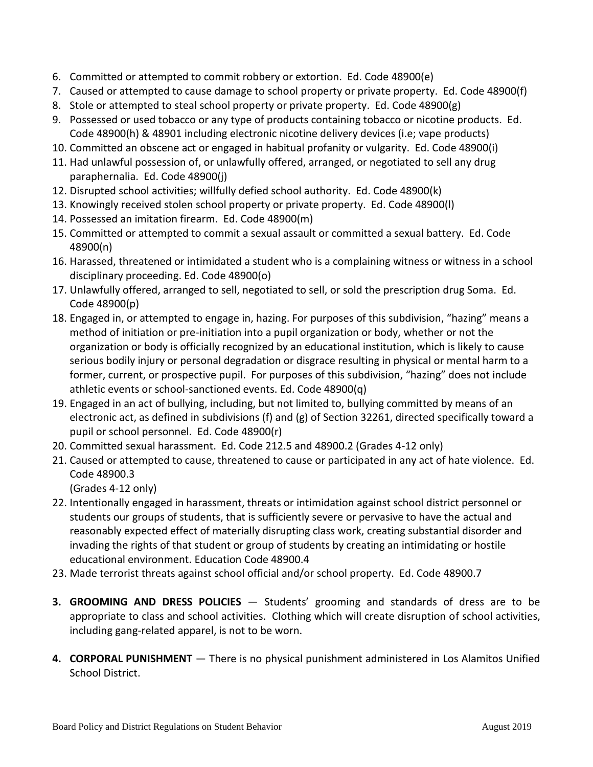6. Committed or attempted to commit robbery or extortion. Ed. Code 48900(e)
7. Caused or attempted to cause damage to school property or private property. Ed. Code 48900(f)
8. Stole or attempted to steal school property or private property. Ed. Code 48900(g)
9. Possessed or used tobacco or any type of products containing tobacco or nicotine products. Ed. Code 48900(h) & 48901 including electronic nicotine delivery devices (i.e; vape products)
10. Committed an obscene act or engaged in habitual profanity or vulgarity. Ed. Code 48900(i)
11. Had unlawful possession of, or unlawfully offered, arranged, or negotiated to sell any drug paraphernalia. Ed. Code 48900(j)
12. Disrupted school activities; willfully defied school authority. Ed. Code 48900(k)
13. Knowingly received stolen school property or private property. Ed. Code 48900(l)
14. Possessed an imitation firearm. Ed. Code 48900(m)
15. Committed or attempted to commit a sexual assault or committed a sexual battery. Ed. Code 48900(n)
16. Harassed, threatened or intimidated a student who is a complaining witness or witness in a school disciplinary proceeding. Ed. Code 48900(o)
17. Unlawfully offered, arranged to sell, negotiated to sell, or sold the prescription drug Soma. Ed. Code 48900(p)
18. Engaged in, or attempted to engage in, hazing. For purposes of this subdivision, "hazing" means a method of initiation or pre-initiation into a pupil organization or body, whether or not the organization or body is officially recognized by an educational institution, which is likely to cause serious bodily injury or personal degradation or disgrace resulting in physical or mental harm to a former, current, or prospective pupil. For purposes of this subdivision, "hazing" does not include athletic events or school-sanctioned events. Ed. Code 48900(q)
19. Engaged in an act of bullying, including, but not limited to, bullying committed by means of an electronic act, as defined in subdivisions (f) and (g) of Section 32261, directed specifically toward a pupil or school personnel. Ed. Code 48900(r)
20. Committed sexual harassment. Ed. Code 212.5 and 48900.2 (Grades 4-12 only)
21. Caused or attempted to cause, threatened to cause or participated in any act of hate violence. Ed. Code 48900.3
    (Grades 4-12 only)
22. Intentionally engaged in harassment, threats or intimidation against school district personnel or students our groups of students, that is sufficiently severe or pervasive to have the actual and reasonably expected effect of materially disrupting class work, creating substantial disorder and invading the rights of that student or group of students by creating an intimidating or hostile educational environment. Education Code 48900.4
23. Made terrorist threats against school official and/or school property. Ed. Code 48900.7

**3. GROOMING AND DRESS POLICIES** — Students' grooming and standards of dress are to be appropriate to class and school activities. Clothing which will create disruption of school activities, including gang-related apparel, is not to be worn.

**4. CORPORAL PUNISHMENT** — There is no physical punishment administered in Los Alamitos Unified School District.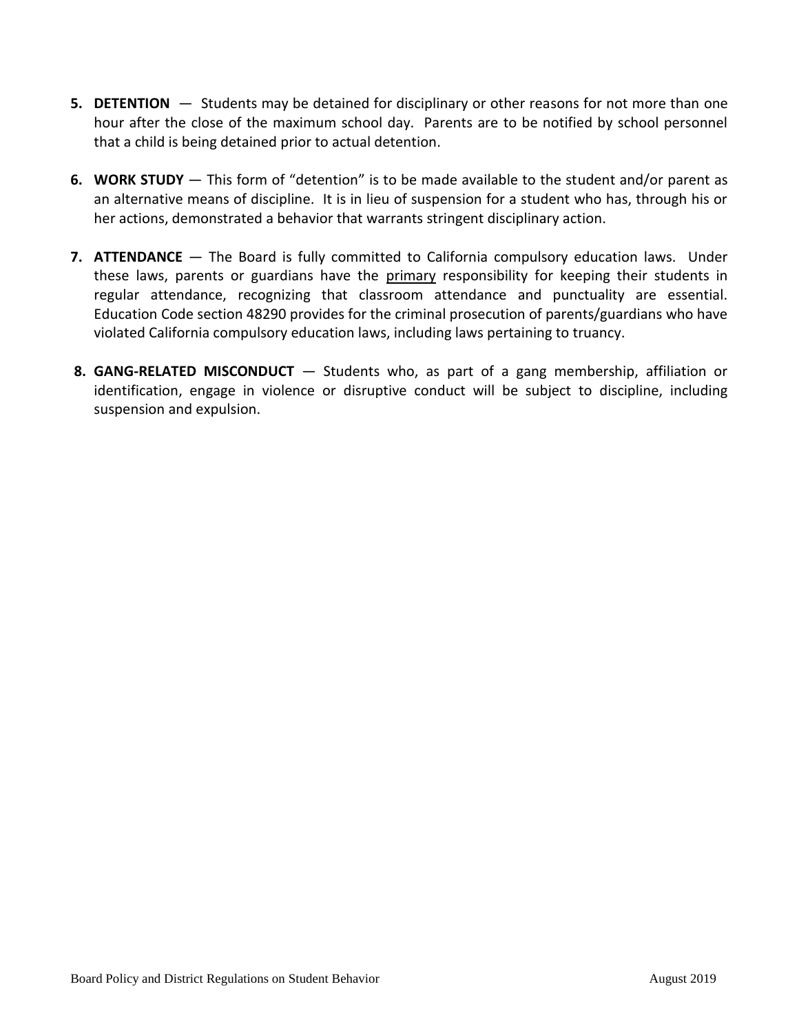5. **DETENTION** — Students may be detained for disciplinary or other reasons for not more than one hour after the close of the maximum school day. Parents are to be notified by school personnel that a child is being detained prior to actual detention.

6. **WORK STUDY** — This form of "detention" is to be made available to the student and/or parent as an alternative means of discipline. It is in lieu of suspension for a student who has, through his or her actions, demonstrated a behavior that warrants stringent disciplinary action.

7. **ATTENDANCE** — The Board is fully committed to California compulsory education laws. Under these laws, parents or guardians have the <u>primary</u> responsibility for keeping their students in regular attendance, recognizing that classroom attendance and punctuality are essential. Education Code section 48290 provides for the criminal prosecution of parents/guardians who have violated California compulsory education laws, including laws pertaining to truancy.

8. **GANG-RELATED MISCONDUCT** — Students who, as part of a gang membership, affiliation or identification, engage in violence or disruptive conduct will be subject to discipline, including suspension and expulsion.